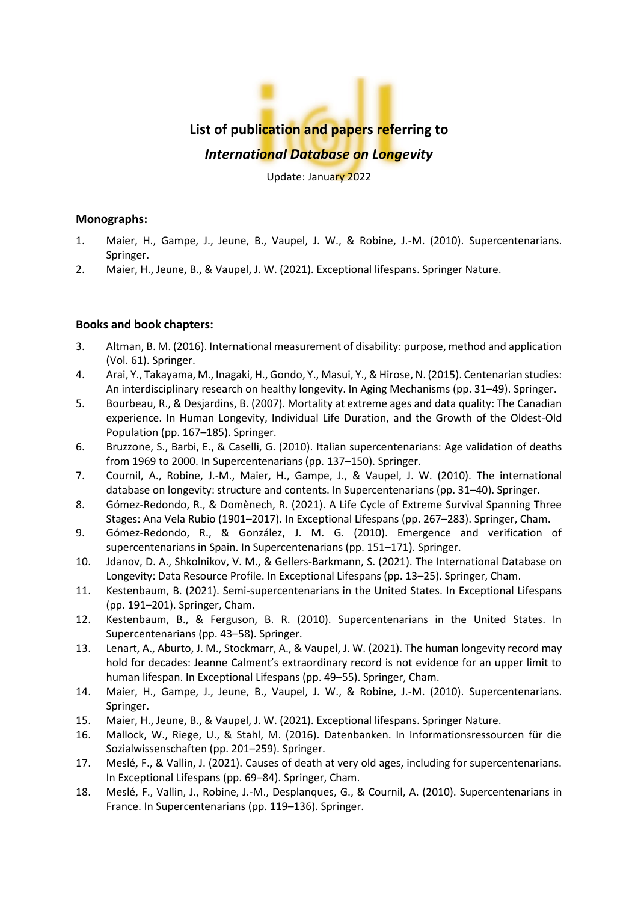# List of publication and papers referring to

## *International Database on Longevity*

Update: January 2022

### Monographs:

1. Maier, H., Gampe, J., Jeune, B., Vaupel, J. W., & Robine, J.-M. (2010). Supercentenarians. Springer.
2. Maier, H., Jeune, B., & Vaupel, J. W. (2021). Exceptional lifespans. Springer Nature.

### Books and book chapters:

3. Altman, B. M. (2016). International measurement of disability: purpose, method and application (Vol. 61). Springer.
4. Arai, Y., Takayama, M., Inagaki, H., Gondo, Y., Masui, Y., & Hirose, N. (2015). Centenarian studies: An interdisciplinary research on healthy longevity. In Aging Mechanisms (pp. 31–49). Springer.
5. Bourbeau, R., & Desjardins, B. (2007). Mortality at extreme ages and data quality: The Canadian experience. In Human Longevity, Individual Life Duration, and the Growth of the Oldest-Old Population (pp. 167–185). Springer.
6. Bruzzone, S., Barbi, E., & Caselli, G. (2010). Italian supercentenarians: Age validation of deaths from 1969 to 2000. In Supercentenarians (pp. 137–150). Springer.
7. Cournil, A., Robine, J.-M., Maier, H., Gampe, J., & Vaupel, J. W. (2010). The international database on longevity: structure and contents. In Supercentenarians (pp. 31–40). Springer.
8. Gómez-Redondo, R., & Domènech, R. (2021). A Life Cycle of Extreme Survival Spanning Three Stages: Ana Vela Rubio (1901–2017). In Exceptional Lifespans (pp. 267–283). Springer, Cham.
9. Gómez-Redondo, R., & González, J. M. G. (2010). Emergence and verification of supercentenarians in Spain. In Supercentenarians (pp. 151–171). Springer.
10. Jdanov, D. A., Shkolnikov, V. M., & Gellers-Barkmann, S. (2021). The International Database on Longevity: Data Resource Profile. In Exceptional Lifespans (pp. 13–25). Springer, Cham.
11. Kestenbaum, B. (2021). Semi-supercentenarians in the United States. In Exceptional Lifespans (pp. 191–201). Springer, Cham.
12. Kestenbaum, B., & Ferguson, B. R. (2010). Supercentenarians in the United States. In Supercentenarians (pp. 43–58). Springer.
13. Lenart, A., Aburto, J. M., Stockmarr, A., & Vaupel, J. W. (2021). The human longevity record may hold for decades: Jeanne Calment's extraordinary record is not evidence for an upper limit to human lifespan. In Exceptional Lifespans (pp. 49–55). Springer, Cham.
14. Maier, H., Gampe, J., Jeune, B., Vaupel, J. W., & Robine, J.-M. (2010). Supercentenarians. Springer.
15. Maier, H., Jeune, B., & Vaupel, J. W. (2021). Exceptional lifespans. Springer Nature.
16. Mallock, W., Riege, U., & Stahl, M. (2016). Datenbanken. In Informationsressourcen für die Sozialwissenschaften (pp. 201–259). Springer.
17. Meslé, F., & Vallin, J. (2021). Causes of death at very old ages, including for supercentenarians. In Exceptional Lifespans (pp. 69–84). Springer, Cham.
18. Meslé, F., Vallin, J., Robine, J.-M., Desplanques, G., & Cournil, A. (2010). Supercentenarians in France. In Supercentenarians (pp. 119–136). Springer.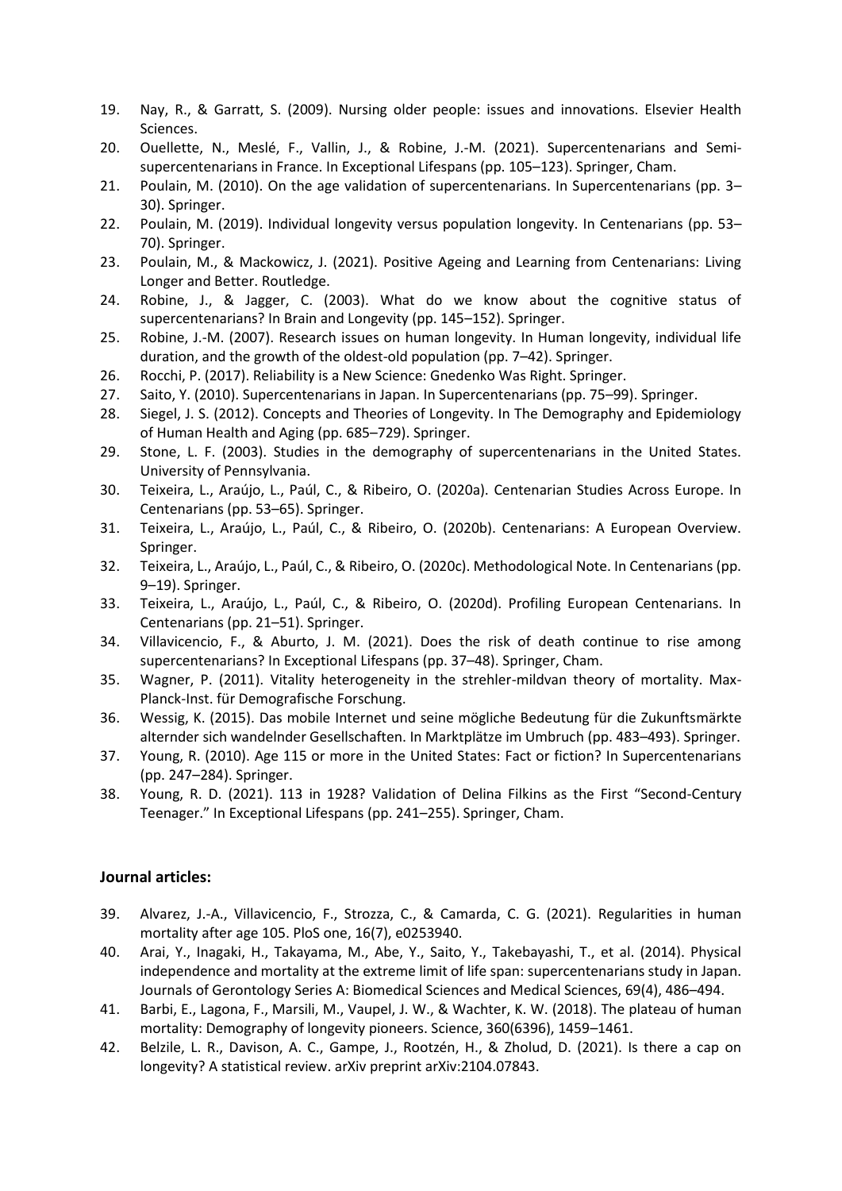19. Nay, R., & Garratt, S. (2009). Nursing older people: issues and innovations. Elsevier Health Sciences.
20. Ouellette, N., Meslé, F., Vallin, J., & Robine, J.-M. (2021). Supercentenarians and Semi-supercentenarians in France. In Exceptional Lifespans (pp. 105–123). Springer, Cham.
21. Poulain, M. (2010). On the age validation of supercentenarians. In Supercentenarians (pp. 3–30). Springer.
22. Poulain, M. (2019). Individual longevity versus population longevity. In Centenarians (pp. 53–70). Springer.
23. Poulain, M., & Mackowicz, J. (2021). Positive Ageing and Learning from Centenarians: Living Longer and Better. Routledge.
24. Robine, J., & Jagger, C. (2003). What do we know about the cognitive status of supercentenarians? In Brain and Longevity (pp. 145–152). Springer.
25. Robine, J.-M. (2007). Research issues on human longevity. In Human longevity, individual life duration, and the growth of the oldest-old population (pp. 7–42). Springer.
26. Rocchi, P. (2017). Reliability is a New Science: Gnedenko Was Right. Springer.
27. Saito, Y. (2010). Supercentenarians in Japan. In Supercentenarians (pp. 75–99). Springer.
28. Siegel, J. S. (2012). Concepts and Theories of Longevity. In The Demography and Epidemiology of Human Health and Aging (pp. 685–729). Springer.
29. Stone, L. F. (2003). Studies in the demography of supercentenarians in the United States. University of Pennsylvania.
30. Teixeira, L., Araújo, L., Paúl, C., & Ribeiro, O. (2020a). Centenarian Studies Across Europe. In Centenarians (pp. 53–65). Springer.
31. Teixeira, L., Araújo, L., Paúl, C., & Ribeiro, O. (2020b). Centenarians: A European Overview. Springer.
32. Teixeira, L., Araújo, L., Paúl, C., & Ribeiro, O. (2020c). Methodological Note. In Centenarians (pp. 9–19). Springer.
33. Teixeira, L., Araújo, L., Paúl, C., & Ribeiro, O. (2020d). Profiling European Centenarians. In Centenarians (pp. 21–51). Springer.
34. Villavicencio, F., & Aburto, J. M. (2021). Does the risk of death continue to rise among supercentenarians? In Exceptional Lifespans (pp. 37–48). Springer, Cham.
35. Wagner, P. (2011). Vitality heterogeneity in the strehler-mildvan theory of mortality. Max-Planck-Inst. für Demografische Forschung.
36. Wessig, K. (2015). Das mobile Internet und seine mögliche Bedeutung für die Zukunftsmärkte alternder sich wandelnder Gesellschaften. In Marktplätze im Umbruch (pp. 483–493). Springer.
37. Young, R. (2010). Age 115 or more in the United States: Fact or fiction? In Supercentenarians (pp. 247–284). Springer.
38. Young, R. D. (2021). 113 in 1928? Validation of Delina Filkins as the First "Second-Century Teenager." In Exceptional Lifespans (pp. 241–255). Springer, Cham.

**Journal articles:**

39. Alvarez, J.-A., Villavicencio, F., Strozza, C., & Camarda, C. G. (2021). Regularities in human mortality after age 105. PloS one, 16(7), e0253940.
40. Arai, Y., Inagaki, H., Takayama, M., Abe, Y., Saito, Y., Takebayashi, T., et al. (2014). Physical independence and mortality at the extreme limit of life span: supercentenarians study in Japan. Journals of Gerontology Series A: Biomedical Sciences and Medical Sciences, 69(4), 486–494.
41. Barbi, E., Lagona, F., Marsili, M., Vaupel, J. W., & Wachter, K. W. (2018). The plateau of human mortality: Demography of longevity pioneers. Science, 360(6396), 1459–1461.
42. Belzile, L. R., Davison, A. C., Gampe, J., Rootzén, H., & Zholud, D. (2021). Is there a cap on longevity? A statistical review. arXiv preprint arXiv:2104.07843.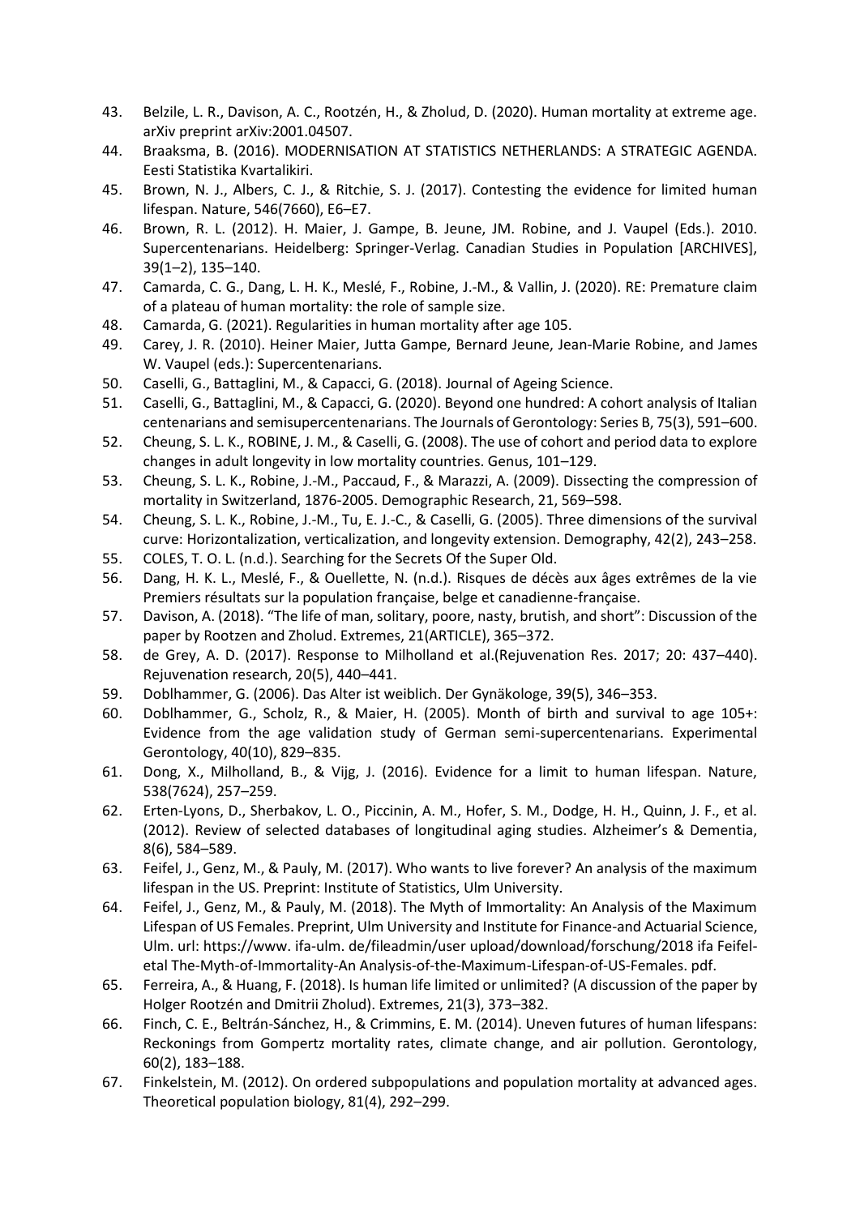43. Belzile, L. R., Davison, A. C., Rootzén, H., & Zholud, D. (2020). Human mortality at extreme age. arXiv preprint arXiv:2001.04507.
44. Braaksma, B. (2016). MODERNISATION AT STATISTICS NETHERLANDS: A STRATEGIC AGENDA. Eesti Statistika Kvartalikiri.
45. Brown, N. J., Albers, C. J., & Ritchie, S. J. (2017). Contesting the evidence for limited human lifespan. Nature, 546(7660), E6–E7.
46. Brown, R. L. (2012). H. Maier, J. Gampe, B. Jeune, JM. Robine, and J. Vaupel (Eds.). 2010. Supercentenarians. Heidelberg: Springer-Verlag. Canadian Studies in Population [ARCHIVES], 39(1–2), 135–140.
47. Camarda, C. G., Dang, L. H. K., Meslé, F., Robine, J.-M., & Vallin, J. (2020). RE: Premature claim of a plateau of human mortality: the role of sample size.
48. Camarda, G. (2021). Regularities in human mortality after age 105.
49. Carey, J. R. (2010). Heiner Maier, Jutta Gampe, Bernard Jeune, Jean-Marie Robine, and James W. Vaupel (eds.): Supercentenarians.
50. Caselli, G., Battaglini, M., & Capacci, G. (2018). Journal of Ageing Science.
51. Caselli, G., Battaglini, M., & Capacci, G. (2020). Beyond one hundred: A cohort analysis of Italian centenarians and semisupercentenarians. The Journals of Gerontology: Series B, 75(3), 591–600.
52. Cheung, S. L. K., ROBINE, J. M., & Caselli, G. (2008). The use of cohort and period data to explore changes in adult longevity in low mortality countries. Genus, 101–129.
53. Cheung, S. L. K., Robine, J.-M., Paccaud, F., & Marazzi, A. (2009). Dissecting the compression of mortality in Switzerland, 1876-2005. Demographic Research, 21, 569–598.
54. Cheung, S. L. K., Robine, J.-M., Tu, E. J.-C., & Caselli, G. (2005). Three dimensions of the survival curve: Horizontalization, verticalization, and longevity extension. Demography, 42(2), 243–258.
55. COLES, T. O. L. (n.d.). Searching for the Secrets Of the Super Old.
56. Dang, H. K. L., Meslé, F., & Ouellette, N. (n.d.). Risques de décès aux âges extrêmes de la vie Premiers résultats sur la population française, belge et canadienne-française.
57. Davison, A. (2018). "The life of man, solitary, poore, nasty, brutish, and short": Discussion of the paper by Rootzen and Zholud. Extremes, 21(ARTICLE), 365–372.
58. de Grey, A. D. (2017). Response to Milholland et al.(Rejuvenation Res. 2017; 20: 437–440). Rejuvenation research, 20(5), 440–441.
59. Doblhammer, G. (2006). Das Alter ist weiblich. Der Gynäkologe, 39(5), 346–353.
60. Doblhammer, G., Scholz, R., & Maier, H. (2005). Month of birth and survival to age 105+: Evidence from the age validation study of German semi-supercentenarians. Experimental Gerontology, 40(10), 829–835.
61. Dong, X., Milholland, B., & Vijg, J. (2016). Evidence for a limit to human lifespan. Nature, 538(7624), 257–259.
62. Erten-Lyons, D., Sherbakov, L. O., Piccinin, A. M., Hofer, S. M., Dodge, H. H., Quinn, J. F., et al. (2012). Review of selected databases of longitudinal aging studies. Alzheimer's & Dementia, 8(6), 584–589.
63. Feifel, J., Genz, M., & Pauly, M. (2017). Who wants to live forever? An analysis of the maximum lifespan in the US. Preprint: Institute of Statistics, Ulm University.
64. Feifel, J., Genz, M., & Pauly, M. (2018). The Myth of Immortality: An Analysis of the Maximum Lifespan of US Females. Preprint, Ulm University and Institute for Finance-and Actuarial Science, Ulm. url: https://www. ifa-ulm. de/fileadmin/user upload/download/forschung/2018 ifa Feifel-etal The-Myth-of-Immortality-An Analysis-of-the-Maximum-Lifespan-of-US-Females. pdf.
65. Ferreira, A., & Huang, F. (2018). Is human life limited or unlimited? (A discussion of the paper by Holger Rootzén and Dmitrii Zholud). Extremes, 21(3), 373–382.
66. Finch, C. E., Beltrán-Sánchez, H., & Crimmins, E. M. (2014). Uneven futures of human lifespans: Reckonings from Gompertz mortality rates, climate change, and air pollution. Gerontology, 60(2), 183–188.
67. Finkelstein, M. (2012). On ordered subpopulations and population mortality at advanced ages. Theoretical population biology, 81(4), 292–299.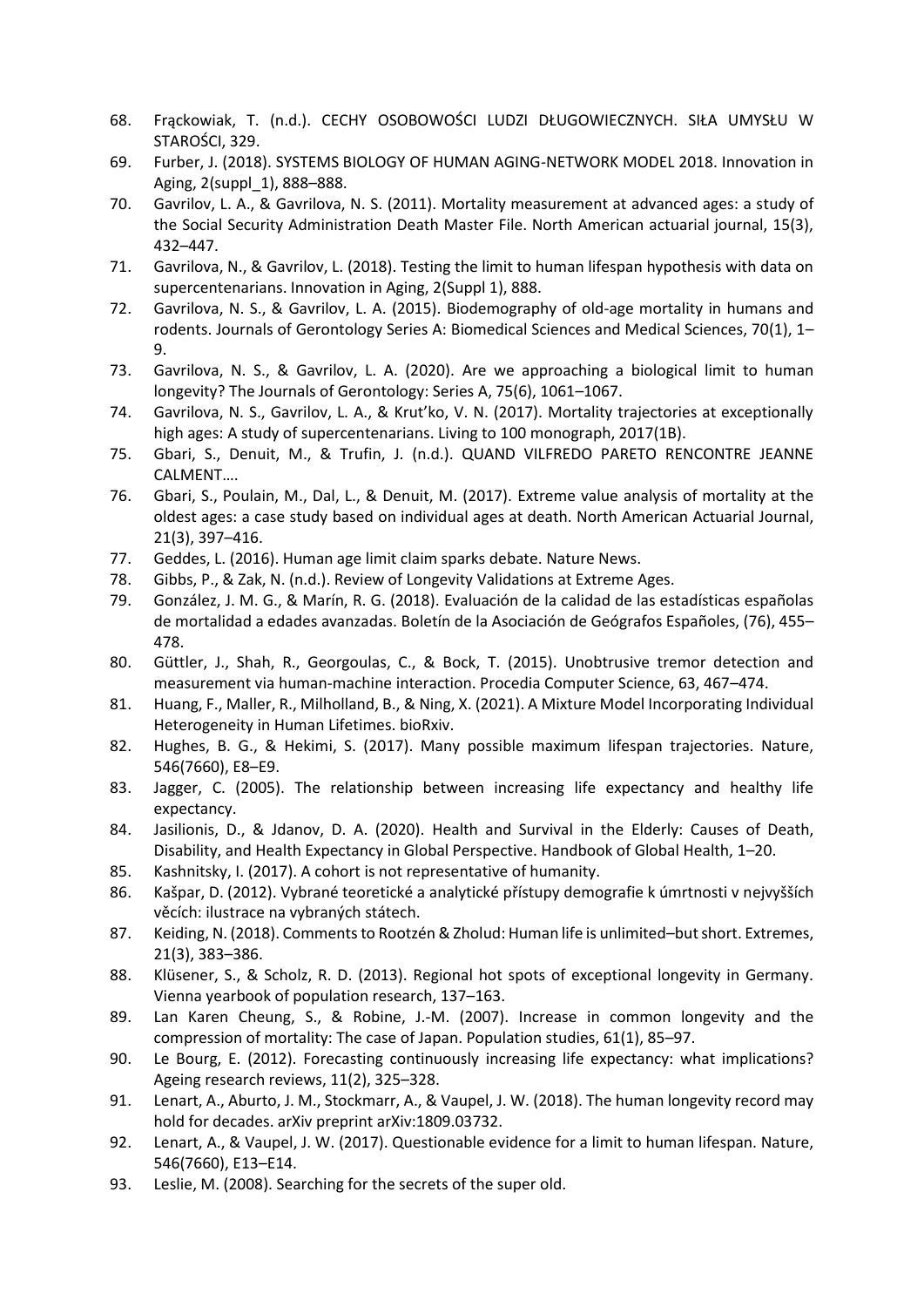68. Frąckowiak, T. (n.d.). CECHY OSOBOWOŚCI LUDZI DŁUGOWIECZNYCH. SIŁA UMYSŁU W STAROŚCI, 329.
69. Furber, J. (2018). SYSTEMS BIOLOGY OF HUMAN AGING-NETWORK MODEL 2018. Innovation in Aging, 2(suppl_1), 888–888.
70. Gavrilov, L. A., & Gavrilova, N. S. (2011). Mortality measurement at advanced ages: a study of the Social Security Administration Death Master File. North American actuarial journal, 15(3), 432–447.
71. Gavrilova, N., & Gavrilov, L. (2018). Testing the limit to human lifespan hypothesis with data on supercentenarians. Innovation in Aging, 2(Suppl 1), 888.
72. Gavrilova, N. S., & Gavrilov, L. A. (2015). Biodemography of old-age mortality in humans and rodents. Journals of Gerontology Series A: Biomedical Sciences and Medical Sciences, 70(1), 1–9.
73. Gavrilova, N. S., & Gavrilov, L. A. (2020). Are we approaching a biological limit to human longevity? The Journals of Gerontology: Series A, 75(6), 1061–1067.
74. Gavrilova, N. S., Gavrilov, L. A., & Krut'ko, V. N. (2017). Mortality trajectories at exceptionally high ages: A study of supercentenarians. Living to 100 monograph, 2017(1B).
75. Gbari, S., Denuit, M., & Trufin, J. (n.d.). QUAND VILFREDO PARETO RENCONTRE JEANNE CALMENT….
76. Gbari, S., Poulain, M., Dal, L., & Denuit, M. (2017). Extreme value analysis of mortality at the oldest ages: a case study based on individual ages at death. North American Actuarial Journal, 21(3), 397–416.
77. Geddes, L. (2016). Human age limit claim sparks debate. Nature News.
78. Gibbs, P., & Zak, N. (n.d.). Review of Longevity Validations at Extreme Ages.
79. González, J. M. G., & Marín, R. G. (2018). Evaluación de la calidad de las estadísticas españolas de mortalidad a edades avanzadas. Boletín de la Asociación de Geógrafos Españoles, (76), 455–478.
80. Güttler, J., Shah, R., Georgoulas, C., & Bock, T. (2015). Unobtrusive tremor detection and measurement via human-machine interaction. Procedia Computer Science, 63, 467–474.
81. Huang, F., Maller, R., Milholland, B., & Ning, X. (2021). A Mixture Model Incorporating Individual Heterogeneity in Human Lifetimes. bioRxiv.
82. Hughes, B. G., & Hekimi, S. (2017). Many possible maximum lifespan trajectories. Nature, 546(7660), E8–E9.
83. Jagger, C. (2005). The relationship between increasing life expectancy and healthy life expectancy.
84. Jasilionis, D., & Jdanov, D. A. (2020). Health and Survival in the Elderly: Causes of Death, Disability, and Health Expectancy in Global Perspective. Handbook of Global Health, 1–20.
85. Kashnitsky, I. (2017). A cohort is not representative of humanity.
86. Kašpar, D. (2012). Vybrané teoretické a analytické přístupy demografie k úmrtnosti v nejvyšších věcích: ilustrace na vybraných státech.
87. Keiding, N. (2018). Comments to Rootzén & Zholud: Human life is unlimited–but short. Extremes, 21(3), 383–386.
88. Klüsener, S., & Scholz, R. D. (2013). Regional hot spots of exceptional longevity in Germany. Vienna yearbook of population research, 137–163.
89. Lan Karen Cheung, S., & Robine, J.-M. (2007). Increase in common longevity and the compression of mortality: The case of Japan. Population studies, 61(1), 85–97.
90. Le Bourg, E. (2012). Forecasting continuously increasing life expectancy: what implications? Ageing research reviews, 11(2), 325–328.
91. Lenart, A., Aburto, J. M., Stockmarr, A., & Vaupel, J. W. (2018). The human longevity record may hold for decades. arXiv preprint arXiv:1809.03732.
92. Lenart, A., & Vaupel, J. W. (2017). Questionable evidence for a limit to human lifespan. Nature, 546(7660), E13–E14.
93. Leslie, M. (2008). Searching for the secrets of the super old.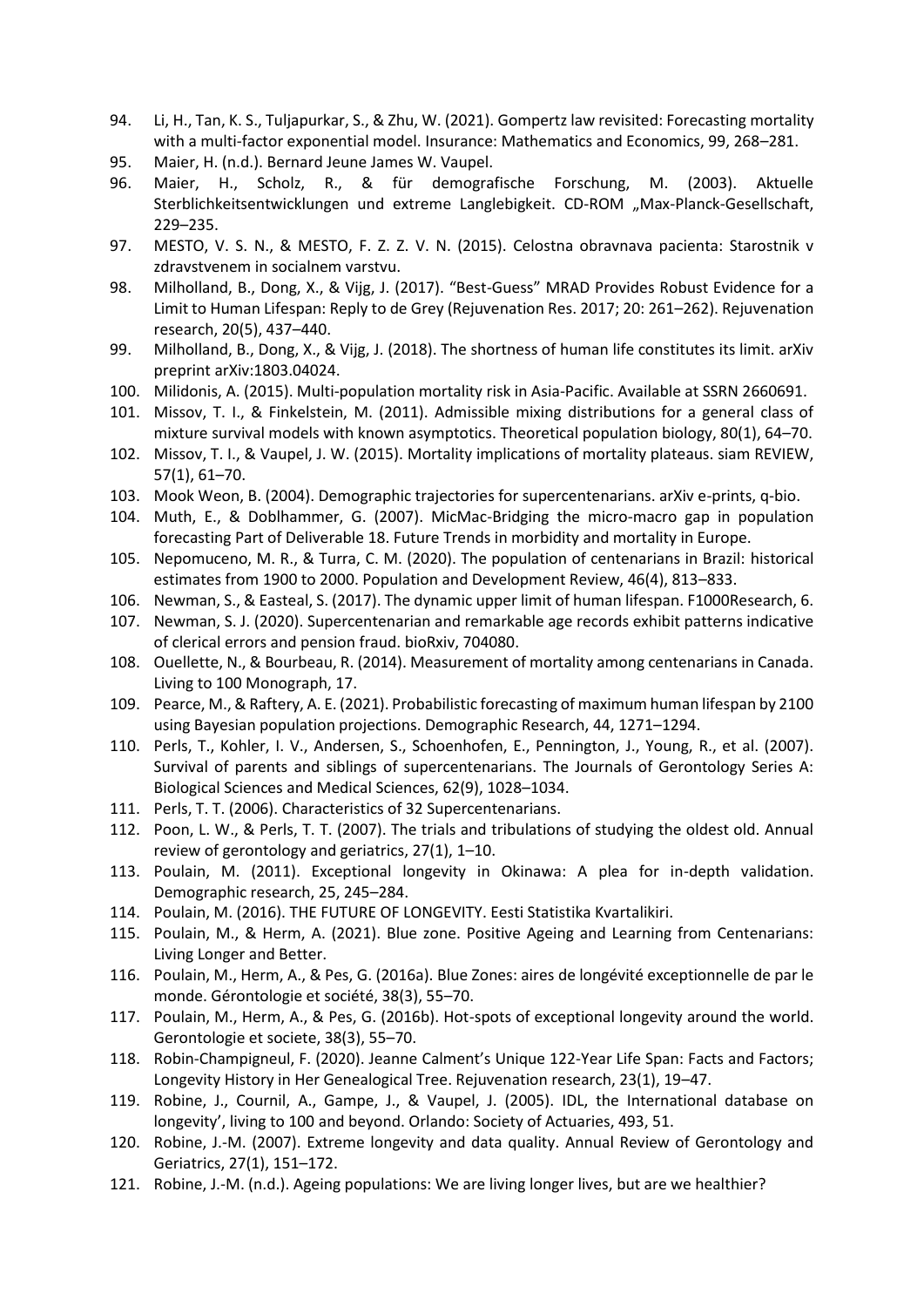94. Li, H., Tan, K. S., Tuljapurkar, S., & Zhu, W. (2021). Gompertz law revisited: Forecasting mortality with a multi-factor exponential model. Insurance: Mathematics and Economics, 99, 268–281.
95. Maier, H. (n.d.). Bernard Jeune James W. Vaupel.
96. Maier, H., Scholz, R., & für demografische Forschung, M. (2003). Aktuelle Sterblichkeitsentwicklungen und extreme Langlebigkeit. CD-ROM „Max-Planck-Gesellschaft, 229–235.
97. MESTO, V. S. N., & MESTO, F. Z. Z. V. N. (2015). Celostna obravnava pacienta: Starostnik v zdravstvenem in socialnem varstvu.
98. Milholland, B., Dong, X., & Vijg, J. (2017). "Best-Guess" MRAD Provides Robust Evidence for a Limit to Human Lifespan: Reply to de Grey (Rejuvenation Res. 2017; 20: 261–262). Rejuvenation research, 20(5), 437–440.
99. Milholland, B., Dong, X., & Vijg, J. (2018). The shortness of human life constitutes its limit. arXiv preprint arXiv:1803.04024.
100. Milidonis, A. (2015). Multi-population mortality risk in Asia-Pacific. Available at SSRN 2660691.
101. Missov, T. I., & Finkelstein, M. (2011). Admissible mixing distributions for a general class of mixture survival models with known asymptotics. Theoretical population biology, 80(1), 64–70.
102. Missov, T. I., & Vaupel, J. W. (2015). Mortality implications of mortality plateaus. siam REVIEW, 57(1), 61–70.
103. Mook Weon, B. (2004). Demographic trajectories for supercentenarians. arXiv e-prints, q-bio.
104. Muth, E., & Doblhammer, G. (2007). MicMac-Bridging the micro-macro gap in population forecasting Part of Deliverable 18. Future Trends in morbidity and mortality in Europe.
105. Nepomuceno, M. R., & Turra, C. M. (2020). The population of centenarians in Brazil: historical estimates from 1900 to 2000. Population and Development Review, 46(4), 813–833.
106. Newman, S., & Easteal, S. (2017). The dynamic upper limit of human lifespan. F1000Research, 6.
107. Newman, S. J. (2020). Supercentenarian and remarkable age records exhibit patterns indicative of clerical errors and pension fraud. bioRxiv, 704080.
108. Ouellette, N., & Bourbeau, R. (2014). Measurement of mortality among centenarians in Canada. Living to 100 Monograph, 17.
109. Pearce, M., & Raftery, A. E. (2021). Probabilistic forecasting of maximum human lifespan by 2100 using Bayesian population projections. Demographic Research, 44, 1271–1294.
110. Perls, T., Kohler, I. V., Andersen, S., Schoenhofen, E., Pennington, J., Young, R., et al. (2007). Survival of parents and siblings of supercentenarians. The Journals of Gerontology Series A: Biological Sciences and Medical Sciences, 62(9), 1028–1034.
111. Perls, T. T. (2006). Characteristics of 32 Supercentenarians.
112. Poon, L. W., & Perls, T. T. (2007). The trials and tribulations of studying the oldest old. Annual review of gerontology and geriatrics, 27(1), 1–10.
113. Poulain, M. (2011). Exceptional longevity in Okinawa: A plea for in-depth validation. Demographic research, 25, 245–284.
114. Poulain, M. (2016). THE FUTURE OF LONGEVITY. Eesti Statistika Kvartalikiri.
115. Poulain, M., & Herm, A. (2021). Blue zone. Positive Ageing and Learning from Centenarians: Living Longer and Better.
116. Poulain, M., Herm, A., & Pes, G. (2016a). Blue Zones: aires de longévité exceptionnelle de par le monde. Gérontologie et société, 38(3), 55–70.
117. Poulain, M., Herm, A., & Pes, G. (2016b). Hot-spots of exceptional longevity around the world. Gerontologie et societe, 38(3), 55–70.
118. Robin-Champigneul, F. (2020). Jeanne Calment's Unique 122-Year Life Span: Facts and Factors; Longevity History in Her Genealogical Tree. Rejuvenation research, 23(1), 19–47.
119. Robine, J., Cournil, A., Gampe, J., & Vaupel, J. (2005). IDL, the International database on longevity', living to 100 and beyond. Orlando: Society of Actuaries, 493, 51.
120. Robine, J.-M. (2007). Extreme longevity and data quality. Annual Review of Gerontology and Geriatrics, 27(1), 151–172.
121. Robine, J.-M. (n.d.). Ageing populations: We are living longer lives, but are we healthier?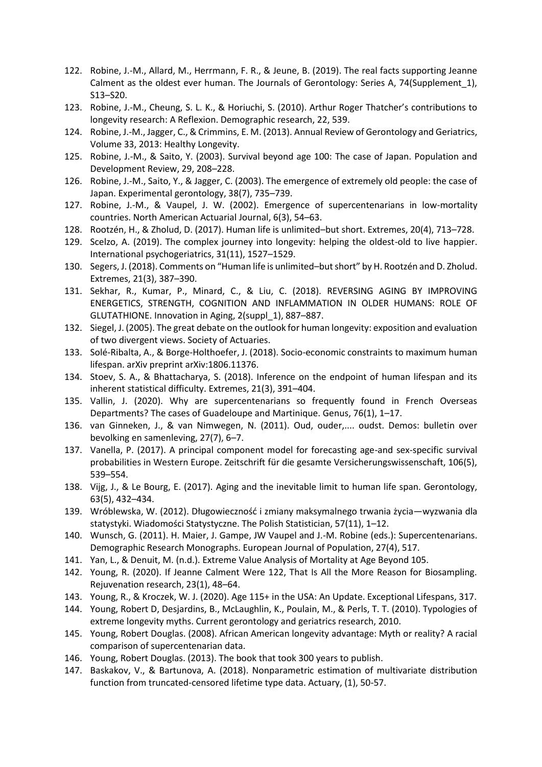122. Robine, J.-M., Allard, M., Herrmann, F. R., & Jeune, B. (2019). The real facts supporting Jeanne Calment as the oldest ever human. The Journals of Gerontology: Series A, 74(Supplement_1), S13–S20.
123. Robine, J.-M., Cheung, S. L. K., & Horiuchi, S. (2010). Arthur Roger Thatcher's contributions to longevity research: A Reflexion. Demographic research, 22, 539.
124. Robine, J.-M., Jagger, C., & Crimmins, E. M. (2013). Annual Review of Gerontology and Geriatrics, Volume 33, 2013: Healthy Longevity.
125. Robine, J.-M., & Saito, Y. (2003). Survival beyond age 100: The case of Japan. Population and Development Review, 29, 208–228.
126. Robine, J.-M., Saito, Y., & Jagger, C. (2003). The emergence of extremely old people: the case of Japan. Experimental gerontology, 38(7), 735–739.
127. Robine, J.-M., & Vaupel, J. W. (2002). Emergence of supercentenarians in low-mortality countries. North American Actuarial Journal, 6(3), 54–63.
128. Rootzén, H., & Zholud, D. (2017). Human life is unlimited–but short. Extremes, 20(4), 713–728.
129. Scelzo, A. (2019). The complex journey into longevity: helping the oldest-old to live happier. International psychogeriatrics, 31(11), 1527–1529.
130. Segers, J. (2018). Comments on "Human life is unlimited–but short" by H. Rootzén and D. Zholud. Extremes, 21(3), 387–390.
131. Sekhar, R., Kumar, P., Minard, C., & Liu, C. (2018). REVERSING AGING BY IMPROVING ENERGETICS, STRENGTH, COGNITION AND INFLAMMATION IN OLDER HUMANS: ROLE OF GLUTATHIONE. Innovation in Aging, 2(suppl_1), 887–887.
132. Siegel, J. (2005). The great debate on the outlook for human longevity: exposition and evaluation of two divergent views. Society of Actuaries.
133. Solé-Ribalta, A., & Borge-Holthoefer, J. (2018). Socio-economic constraints to maximum human lifespan. arXiv preprint arXiv:1806.11376.
134. Stoev, S. A., & Bhattacharya, S. (2018). Inference on the endpoint of human lifespan and its inherent statistical difficulty. Extremes, 21(3), 391–404.
135. Vallin, J. (2020). Why are supercentenarians so frequently found in French Overseas Departments? The cases of Guadeloupe and Martinique. Genus, 76(1), 1–17.
136. van Ginneken, J., & van Nimwegen, N. (2011). Oud, ouder,.... oudst. Demos: bulletin over bevolking en samenleving, 27(7), 6–7.
137. Vanella, P. (2017). A principal component model for forecasting age-and sex-specific survival probabilities in Western Europe. Zeitschrift für die gesamte Versicherungswissenschaft, 106(5), 539–554.
138. Vijg, J., & Le Bourg, E. (2017). Aging and the inevitable limit to human life span. Gerontology, 63(5), 432–434.
139. Wróblewska, W. (2012). Długowieczność i zmiany maksymalnego trwania życia—wyzwania dla statystyki. Wiadomości Statystyczne. The Polish Statistician, 57(11), 1–12.
140. Wunsch, G. (2011). H. Maier, J. Gampe, JW Vaupel and J.-M. Robine (eds.): Supercentenarians. Demographic Research Monographs. European Journal of Population, 27(4), 517.
141. Yan, L., & Denuit, M. (n.d.). Extreme Value Analysis of Mortality at Age Beyond 105.
142. Young, R. (2020). If Jeanne Calment Were 122, That Is All the More Reason for Biosampling. Rejuvenation research, 23(1), 48–64.
143. Young, R., & Kroczek, W. J. (2020). Age 115+ in the USA: An Update. Exceptional Lifespans, 317.
144. Young, Robert D, Desjardins, B., McLaughlin, K., Poulain, M., & Perls, T. T. (2010). Typologies of extreme longevity myths. Current gerontology and geriatrics research, 2010.
145. Young, Robert Douglas. (2008). African American longevity advantage: Myth or reality? A racial comparison of supercentenarian data.
146. Young, Robert Douglas. (2013). The book that took 300 years to publish.
147. Baskakov, V., & Bartunova, A. (2018). Nonparametric estimation of multivariate distribution function from truncated-censored lifetime type data. Actuary, (1), 50-57.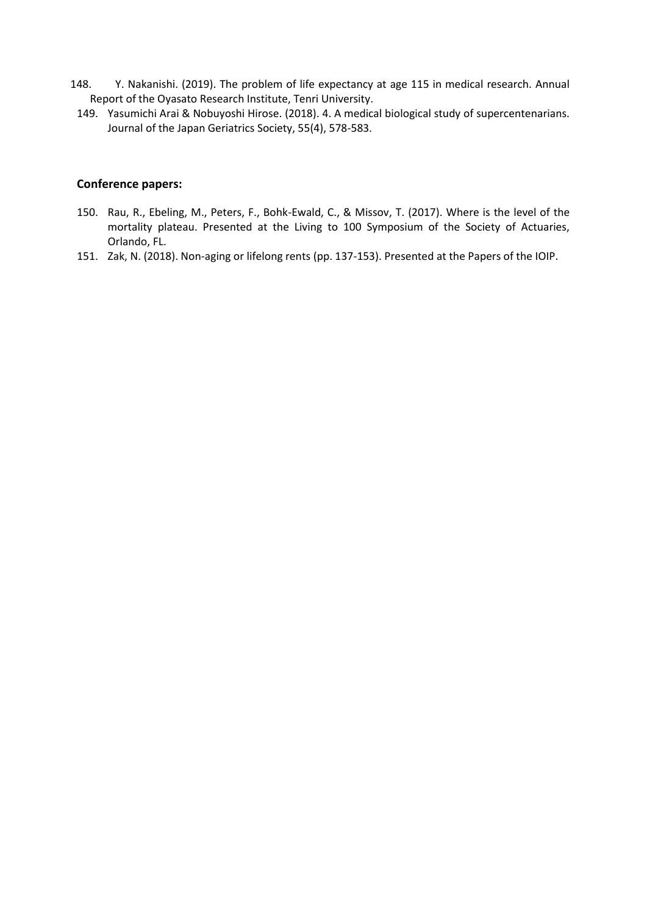148. Y. Nakanishi. (2019). The problem of life expectancy at age 115 in medical research. Annual Report of the Oyasato Research Institute, Tenri University.
149. Yasumichi Arai & Nobuyoshi Hirose. (2018). 4. A medical biological study of supercentenarians. Journal of the Japan Geriatrics Society, 55(4), 578-583.

**Conference papers:**

150. Rau, R., Ebeling, M., Peters, F., Bohk-Ewald, C., & Missov, T. (2017). Where is the level of the mortality plateau. Presented at the Living to 100 Symposium of the Society of Actuaries, Orlando, FL.
151. Zak, N. (2018). Non-aging or lifelong rents (pp. 137-153). Presented at the Papers of the IOIP.